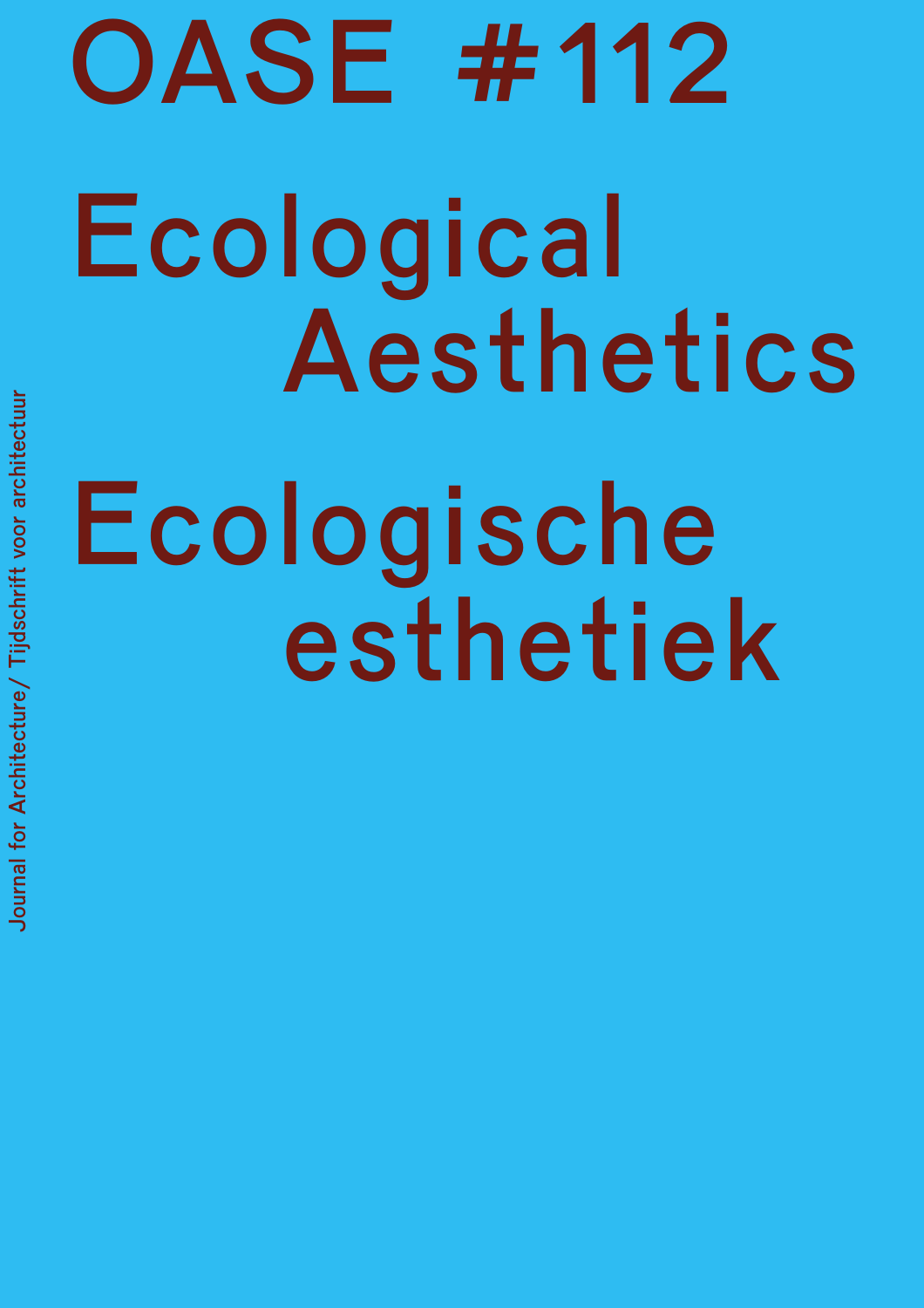# OASE #112

# Ecological Aesthetics

# Ecologische esthetiek

Journal for Architecture/ Tijdschrift voor architectuur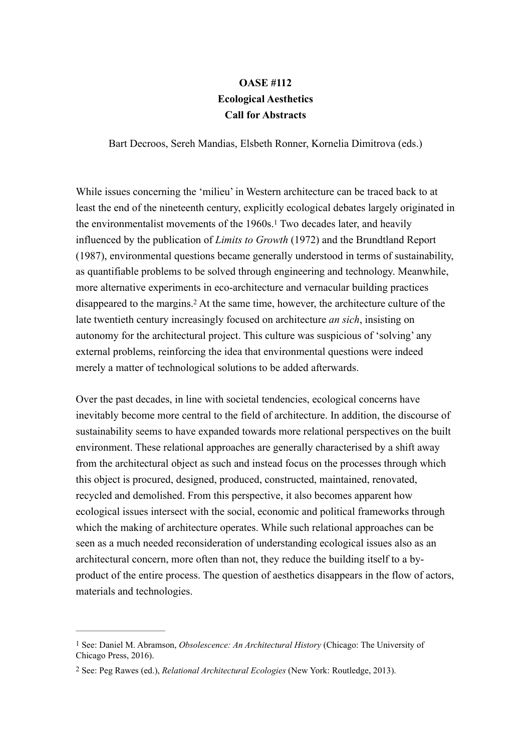**OASE #112**
**Ecological Aesthetics**
**Call for Abstracts**

Bart Decroos, Sereh Mandias, Elsbeth Ronner, Kornelia Dimitrova (eds.)

While issues concerning the 'milieu' in Western architecture can be traced back to at least the end of the nineteenth century, explicitly ecological debates largely originated in the environmentalist movements of the 1960s.[1] Two decades later, and heavily influenced by the publication of *Limits to Growth* (1972) and the Brundtland Report (1987), environmental questions became generally understood in terms of sustainability, as quantifiable problems to be solved through engineering and technology. Meanwhile, more alternative experiments in eco-architecture and vernacular building practices disappeared to the margins.[2] At the same time, however, the architecture culture of the late twentieth century increasingly focused on architecture *an sich*, insisting on autonomy for the architectural project. This culture was suspicious of 'solving' any external problems, reinforcing the idea that environmental questions were indeed merely a matter of technological solutions to be added afterwards.

Over the past decades, in line with societal tendencies, ecological concerns have inevitably become more central to the field of architecture. In addition, the discourse of sustainability seems to have expanded towards more relational perspectives on the built environment. These relational approaches are generally characterised by a shift away from the architectural object as such and instead focus on the processes through which this object is procured, designed, produced, constructed, maintained, renovated, recycled and demolished. From this perspective, it also becomes apparent how ecological issues intersect with the social, economic and political frameworks through which the making of architecture operates. While such relational approaches can be seen as a much needed reconsideration of understanding ecological issues also as an architectural concern, more often than not, they reduce the building itself to a by-product of the entire process. The question of aesthetics disappears in the flow of actors, materials and technologies.

---

[1] See: Daniel M. Abramson, *Obsolescence: An Architectural History* (Chicago: The University of Chicago Press, 2016).

[2] See: Peg Rawes (ed.), *Relational Architectural Ecologies* (New York: Routledge, 2013).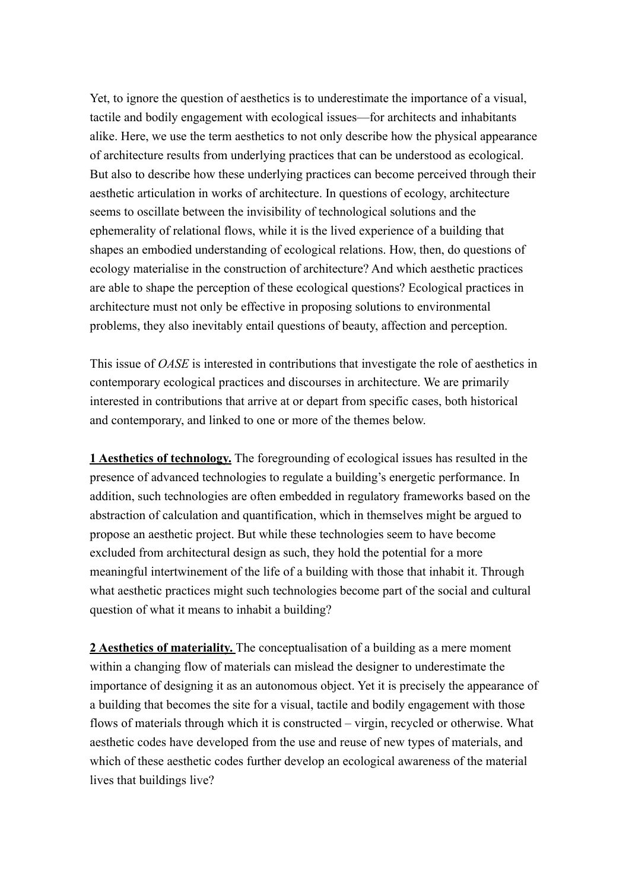Yet, to ignore the question of aesthetics is to underestimate the importance of a visual, tactile and bodily engagement with ecological issues—for architects and inhabitants alike. Here, we use the term aesthetics to not only describe how the physical appearance of architecture results from underlying practices that can be understood as ecological. But also to describe how these underlying practices can become perceived through their aesthetic articulation in works of architecture. In questions of ecology, architecture seems to oscillate between the invisibility of technological solutions and the ephemerality of relational flows, while it is the lived experience of a building that shapes an embodied understanding of ecological relations. How, then, do questions of ecology materialise in the construction of architecture? And which aesthetic practices are able to shape the perception of these ecological questions? Ecological practices in architecture must not only be effective in proposing solutions to environmental problems, they also inevitably entail questions of beauty, affection and perception.

This issue of *OASE* is interested in contributions that investigate the role of aesthetics in contemporary ecological practices and discourses in architecture. We are primarily interested in contributions that arrive at or depart from specific cases, both historical and contemporary, and linked to one or more of the themes below.

**1 Aesthetics of technology.** The foregrounding of ecological issues has resulted in the presence of advanced technologies to regulate a building's energetic performance. In addition, such technologies are often embedded in regulatory frameworks based on the abstraction of calculation and quantification, which in themselves might be argued to propose an aesthetic project. But while these technologies seem to have become excluded from architectural design as such, they hold the potential for a more meaningful intertwinement of the life of a building with those that inhabit it. Through what aesthetic practices might such technologies become part of the social and cultural question of what it means to inhabit a building?

**2 Aesthetics of materiality.** The conceptualisation of a building as a mere moment within a changing flow of materials can mislead the designer to underestimate the importance of designing it as an autonomous object. Yet it is precisely the appearance of a building that becomes the site for a visual, tactile and bodily engagement with those flows of materials through which it is constructed – virgin, recycled or otherwise. What aesthetic codes have developed from the use and reuse of new types of materials, and which of these aesthetic codes further develop an ecological awareness of the material lives that buildings live?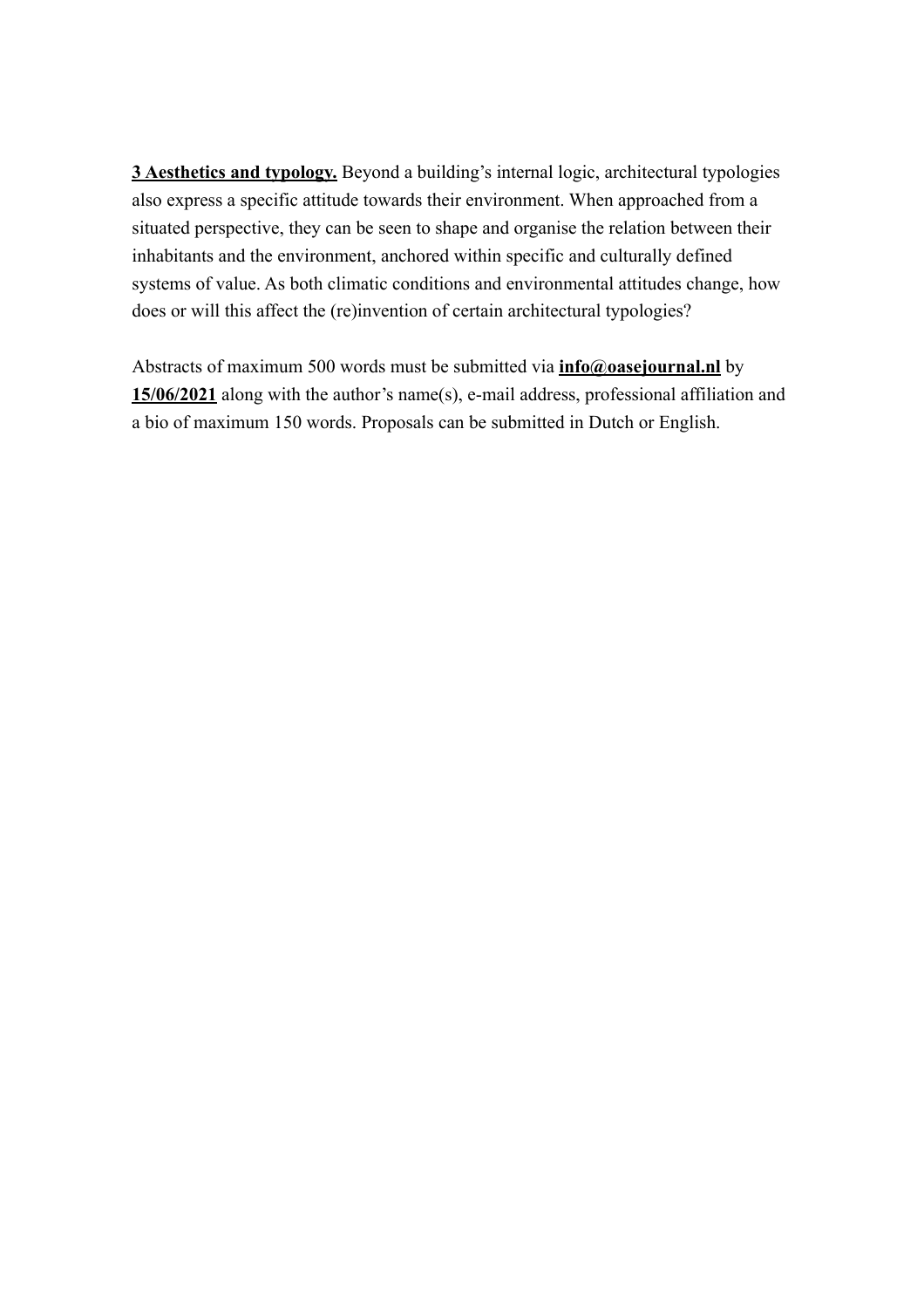**3 Aesthetics and typology.** Beyond a building's internal logic, architectural typologies also express a specific attitude towards their environment. When approached from a situated perspective, they can be seen to shape and organise the relation between their inhabitants and the environment, anchored within specific and culturally defined systems of value. As both climatic conditions and environmental attitudes change, how does or will this affect the (re)invention of certain architectural typologies?

Abstracts of maximum 500 words must be submitted via **info@oasejournal.nl** by **15/06/2021** along with the author's name(s), e-mail address, professional affiliation and a bio of maximum 150 words. Proposals can be submitted in Dutch or English.